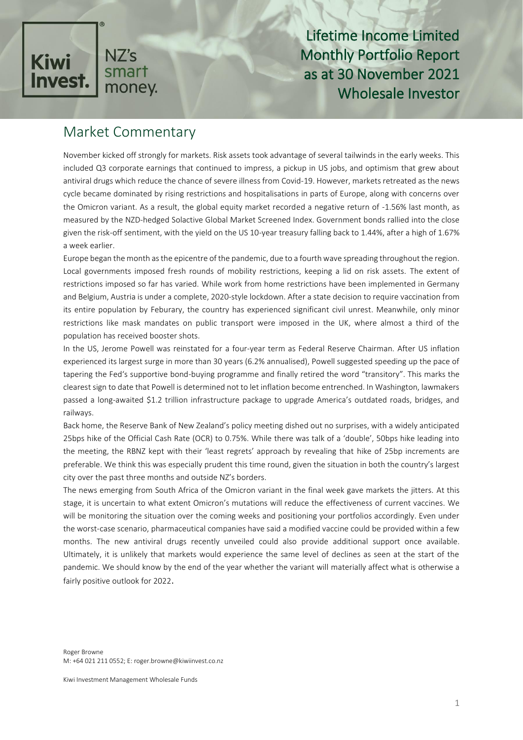Kiwi Invest. NZ's smart money.

# Lifetime Income Limited Monthly Portfolio Report as at 30 November 2021 Wholesale Investor

## Market Commentary

November kicked off strongly for markets. Risk assets took advantage of several tailwinds in the early weeks. This included Q3 corporate earnings that continued to impress, a pickup in US jobs, and optimism that grew about antiviral drugs which reduce the chance of severe illness from Covid-19. However, markets retreated as the news cycle became dominated by rising restrictions and hospitalisations in parts of Europe, along with concerns over the Omicron variant. As a result, the global equity market recorded a negative return of -1.56% last month, as measured by the NZD-hedged Solactive Global Market Screened Index. Government bonds rallied into the close given the risk-off sentiment, with the yield on the US 10-year treasury falling back to 1.44%, after a high of 1.67% a week earlier.

Europe began the month as the epicentre of the pandemic, due to a fourth wave spreading throughout the region. Local governments imposed fresh rounds of mobility restrictions, keeping a lid on risk assets. The extent of restrictions imposed so far has varied. While work from home restrictions have been implemented in Germany and Belgium, Austria is under a complete, 2020-style lockdown. After a state decision to require vaccination from its entire population by Feburary, the country has experienced significant civil unrest. Meanwhile, only minor restrictions like mask mandates on public transport were imposed in the UK, where almost a third of the population has received booster shots.

In the US, Jerome Powell was reinstated for a four-year term as Federal Reserve Chairman. After US inflation experienced its largest surge in more than 30 years (6.2% annualised), Powell suggested speeding up the pace of tapering the Fed's supportive bond-buying programme and finally retired the word "transitory". This marks the clearest sign to date that Powell is determined not to let inflation become entrenched. In Washington, lawmakers passed a long-awaited $1.2 trillion infrastructure package to upgrade America's outdated roads, bridges, and railways.

Back home, the Reserve Bank of New Zealand's policy meeting dished out no surprises, with a widely anticipated 25bps hike of the Official Cash Rate (OCR) to 0.75%. While there was talk of a 'double', 50bps hike leading into the meeting, the RBNZ kept with their 'least regrets' approach by revealing that hike of 25bp increments are preferable. We think this was especially prudent this time round, given the situation in both the country's largest city over the past three months and outside NZ's borders.

The news emerging from South Africa of the Omicron variant in the final week gave markets the jitters. At this stage, it is uncertain to what extent Omicron's mutations will reduce the effectiveness of current vaccines. We will be monitoring the situation over the coming weeks and positioning your portfolios accordingly. Even under the worst-case scenario, pharmaceutical companies have said a modified vaccine could be provided within a few months. The new antiviral drugs recently unveiled could also provide additional support once available. Ultimately, it is unlikely that markets would experience the same level of declines as seen at the start of the pandemic. We should know by the end of the year whether the variant will materially affect what is otherwise a fairly positive outlook for 2022.

Roger Browne
M: +64 021 211 0552; E: roger.browne@kiwiinvest.co.nz

Kiwi Investment Management Wholesale Funds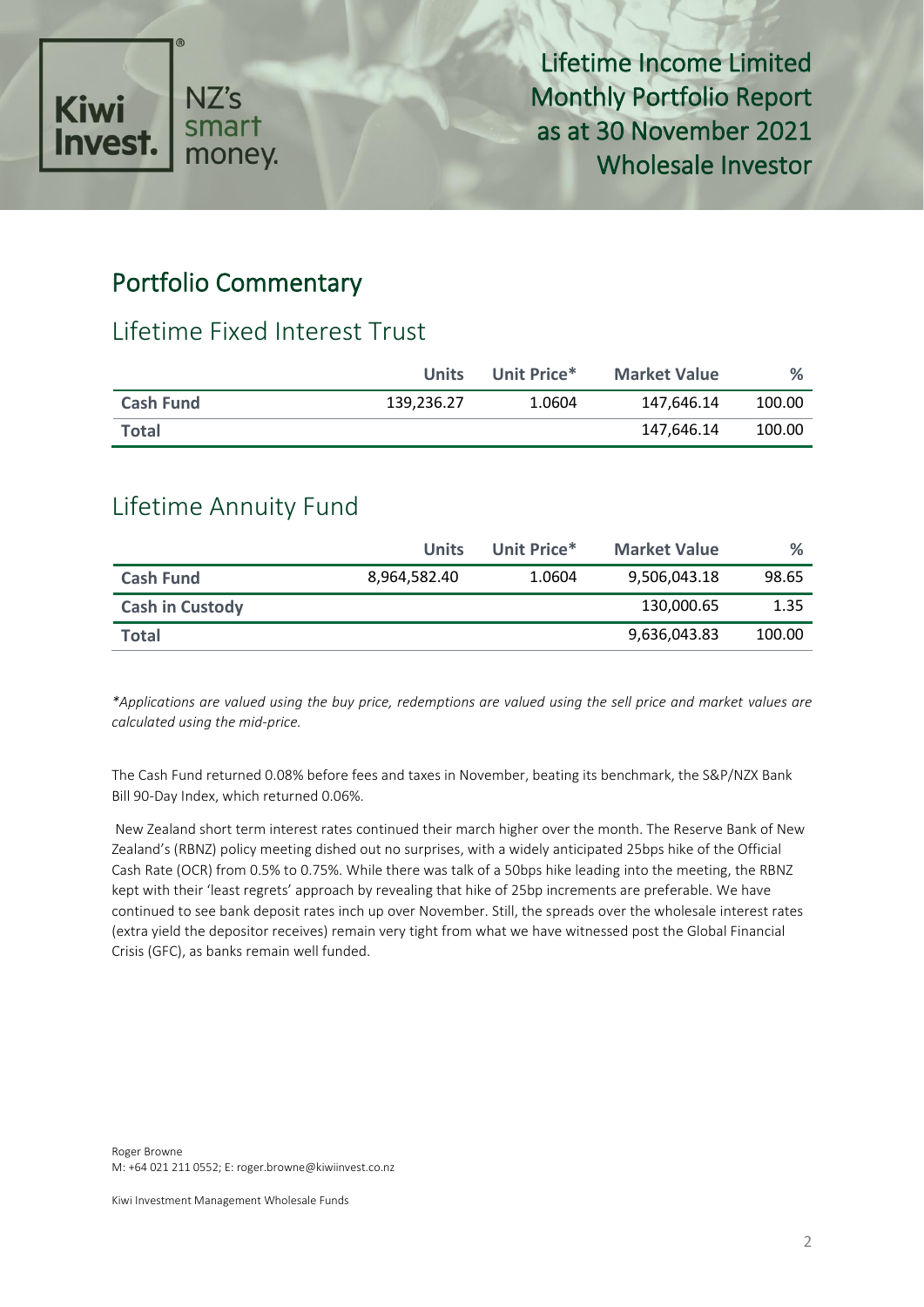Lifetime Income Limited
Monthly Portfolio Report
as at 30 November 2021
Wholesale Investor

## Portfolio Commentary

### Lifetime Fixed Interest Trust

| | Units | Unit Price* | Market Value | % |
|---|---|---|---|---|
| **Cash Fund** | 139,236.27 | 1.0604 | 147,646.14 | 100.00 |
| **Total** | | | 147,646.14 | 100.00 |

### Lifetime Annuity Fund

| | Units | Unit Price* | Market Value | % |
|---|---|---|---|---|
| **Cash Fund** | 8,964,582.40 | 1.0604 | 9,506,043.18 | 98.65 |
| **Cash in Custody** | | | 130,000.65 | 1.35 |
| **Total** | | | 9,636,043.83 | 100.00 |

*\*Applications are valued using the buy price, redemptions are valued using the sell price and market values are calculated using the mid-price.*

The Cash Fund returned 0.08% before fees and taxes in November, beating its benchmark, the S&P/NZX Bank Bill 90-Day Index, which returned 0.06%.

New Zealand short term interest rates continued their march higher over the month. The Reserve Bank of New Zealand's (RBNZ) policy meeting dished out no surprises, with a widely anticipated 25bps hike of the Official Cash Rate (OCR) from 0.5% to 0.75%. While there was talk of a 50bps hike leading into the meeting, the RBNZ kept with their 'least regrets' approach by revealing that hike of 25bp increments are preferable. We have continued to see bank deposit rates inch up over November. Still, the spreads over the wholesale interest rates (extra yield the depositor receives) remain very tight from what we have witnessed post the Global Financial Crisis (GFC), as banks remain well funded.

Roger Browne
M: +64 021 211 0552; E: roger.browne@kiwiinvest.co.nz

Kiwi Investment Management Wholesale Funds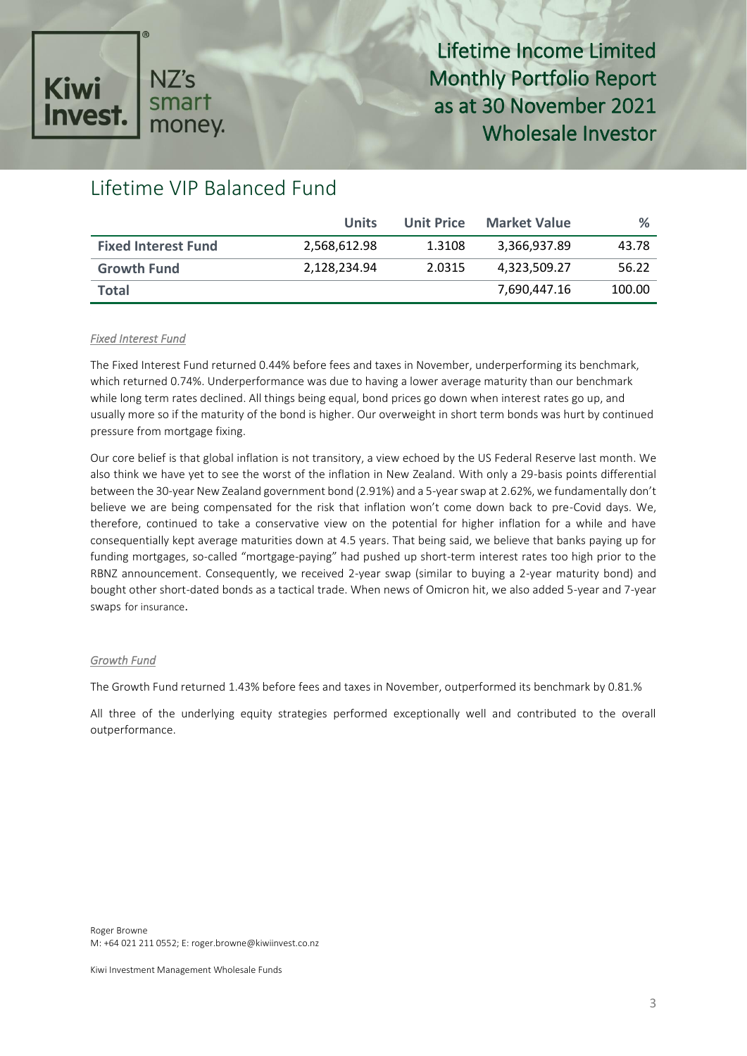# Lifetime Income Limited Monthly Portfolio Report as at 30 November 2021 Wholesale Investor

## Lifetime VIP Balanced Fund

| | Units | Unit Price | Market Value | % |
|---|---|---|---|---|
| **Fixed Interest Fund** | 2,568,612.98 | 1.3108 | 3,366,937.89 | 43.78 |
| **Growth Fund** | 2,128,234.94 | 2.0315 | 4,323,509.27 | 56.22 |
| **Total** | | | 7,690,447.16 | 100.00 |

*Fixed Interest Fund*

The Fixed Interest Fund returned 0.44% before fees and taxes in November, underperforming its benchmark, which returned 0.74%. Underperformance was due to having a lower average maturity than our benchmark while long term rates declined. All things being equal, bond prices go down when interest rates go up, and usually more so if the maturity of the bond is higher. Our overweight in short term bonds was hurt by continued pressure from mortgage fixing.

Our core belief is that global inflation is not transitory, a view echoed by the US Federal Reserve last month. We also think we have yet to see the worst of the inflation in New Zealand. With only a 29-basis points differential between the 30-year New Zealand government bond (2.91%) and a 5-year swap at 2.62%, we fundamentally don't believe we are being compensated for the risk that inflation won't come down back to pre-Covid days. We, therefore, continued to take a conservative view on the potential for higher inflation for a while and have consequentially kept average maturities down at 4.5 years. That being said, we believe that banks paying up for funding mortgages, so-called "mortgage-paying" had pushed up short-term interest rates too high prior to the RBNZ announcement. Consequently, we received 2-year swap (similar to buying a 2-year maturity bond) and bought other short-dated bonds as a tactical trade. When news of Omicron hit, we also added 5-year and 7-year swaps for insurance.

*Growth Fund*

The Growth Fund returned 1.43% before fees and taxes in November, outperformed its benchmark by 0.81.%

All three of the underlying equity strategies performed exceptionally well and contributed to the overall outperformance.

Roger Browne
M: +64 021 211 0552; E: roger.browne@kiwiinvest.co.nz

Kiwi Investment Management Wholesale Funds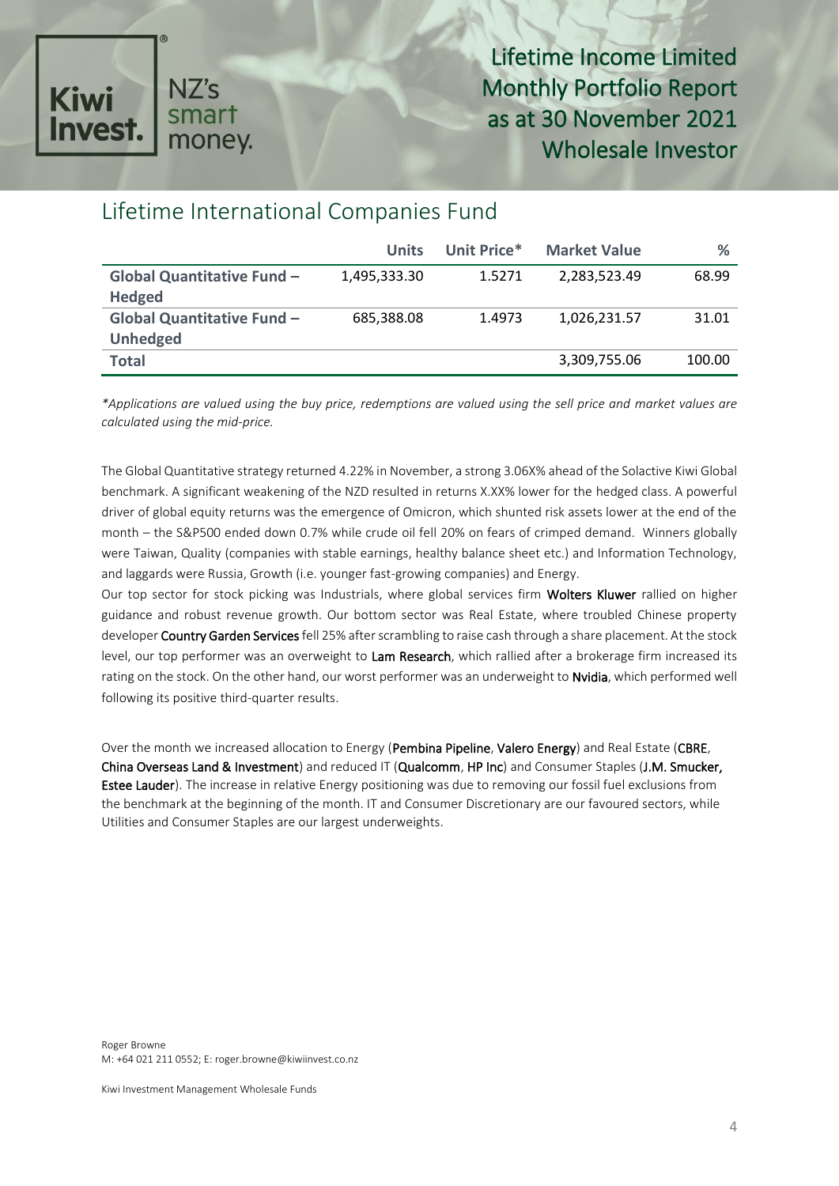## Lifetime International Companies Fund

| | Units | Unit Price* | Market Value | % |
|---|---|---|---|---|
| **Global Quantitative Fund – Hedged** | 1,495,333.30 | 1.5271 | 2,283,523.49 | 68.99 |
| **Global Quantitative Fund – Unhedged** | 685,388.08 | 1.4973 | 1,026,231.57 | 31.01 |
| **Total** | | | 3,309,755.06 | 100.00 |

*\*Applications are valued using the buy price, redemptions are valued using the sell price and market values are calculated using the mid-price.*

The Global Quantitative strategy returned 4.22% in November, a strong 3.06X% ahead of the Solactive Kiwi Global benchmark. A significant weakening of the NZD resulted in returns X.XX% lower for the hedged class. A powerful driver of global equity returns was the emergence of Omicron, which shunted risk assets lower at the end of the month – the S&P500 ended down 0.7% while crude oil fell 20% on fears of crimped demand. Winners globally were Taiwan, Quality (companies with stable earnings, healthy balance sheet etc.) and Information Technology, and laggards were Russia, Growth (i.e. younger fast-growing companies) and Energy.

Our top sector for stock picking was Industrials, where global services firm **Wolters Kluwer** rallied on higher guidance and robust revenue growth. Our bottom sector was Real Estate, where troubled Chinese property developer **Country Garden Services** fell 25% after scrambling to raise cash through a share placement. At the stock level, our top performer was an overweight to **Lam Research**, which rallied after a brokerage firm increased its rating on the stock. On the other hand, our worst performer was an underweight to **Nvidia**, which performed well following its positive third-quarter results.

Over the month we increased allocation to Energy (**Pembina Pipeline**, **Valero Energy**) and Real Estate (**CBRE**, **China Overseas Land & Investment**) and reduced IT (**Qualcomm**, **HP Inc**) and Consumer Staples (**J.M. Smucker, Estee Lauder**). The increase in relative Energy positioning was due to removing our fossil fuel exclusions from the benchmark at the beginning of the month. IT and Consumer Discretionary are our favoured sectors, while Utilities and Consumer Staples are our largest underweights.

Roger Browne
M: +64 021 211 0552; E: roger.browne@kiwiinvest.co.nz

Kiwi Investment Management Wholesale Funds